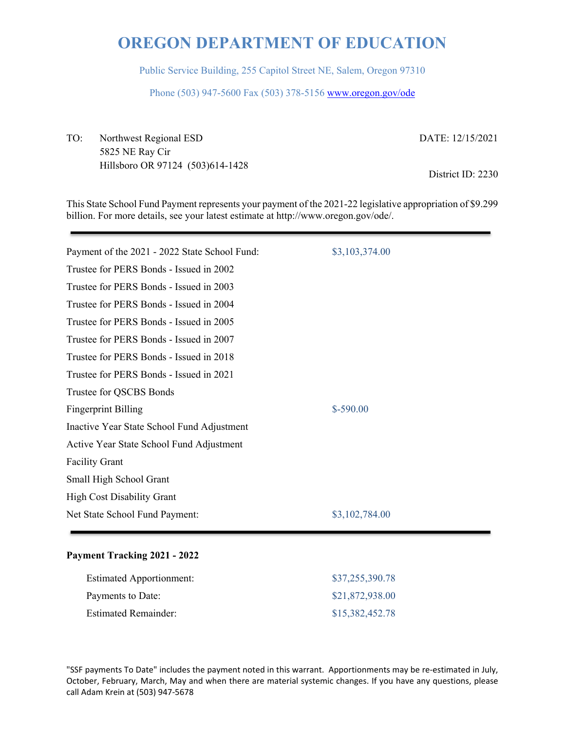# OREGON DEPARTMENT OF EDUCATION

Public Service Building, 255 Capitol Street NE, Salem, Oregon 97310

Phone (503) 947-5600 Fax (503) 378-5156 www.oregon.gov/ode

TO: Northwest Regional ESD
5825 NE Ray Cir
Hillsboro OR 97124 (503)614-1428

DATE: 12/15/2021

District ID: 2230

This State School Fund Payment represents your payment of the 2021-22 legislative appropriation of $9.299 billion. For more details, see your latest estimate at http://www.oregon.gov/ode/.

| | |
|---|---|
| Payment of the 2021 - 2022 State School Fund: | $3,103,374.00 |
| Trustee for PERS Bonds - Issued in 2002 | |
| Trustee for PERS Bonds - Issued in 2003 | |
| Trustee for PERS Bonds - Issued in 2004 | |
| Trustee for PERS Bonds - Issued in 2005 | |
| Trustee for PERS Bonds - Issued in 2007 | |
| Trustee for PERS Bonds - Issued in 2018 | |
| Trustee for PERS Bonds - Issued in 2021 | |
| Trustee for QSCBS Bonds | |
| Fingerprint Billing | $-590.00 |
| Inactive Year State School Fund Adjustment | |
| Active Year State School Fund Adjustment | |
| Facility Grant | |
| Small High School Grant | |
| High Cost Disability Grant | |
| Net State School Fund Payment: | $3,102,784.00 |

**Payment Tracking 2021 - 2022**

| | |
|---|---|
| Estimated Apportionment: | $37,255,390.78 |
| Payments to Date: | $21,872,938.00 |
| Estimated Remainder: | $15,382,452.78 |

"SSF payments To Date" includes the payment noted in this warrant. Apportionments may be re-estimated in July, October, February, March, May and when there are material systemic changes. If you have any questions, please call Adam Krein at (503) 947-5678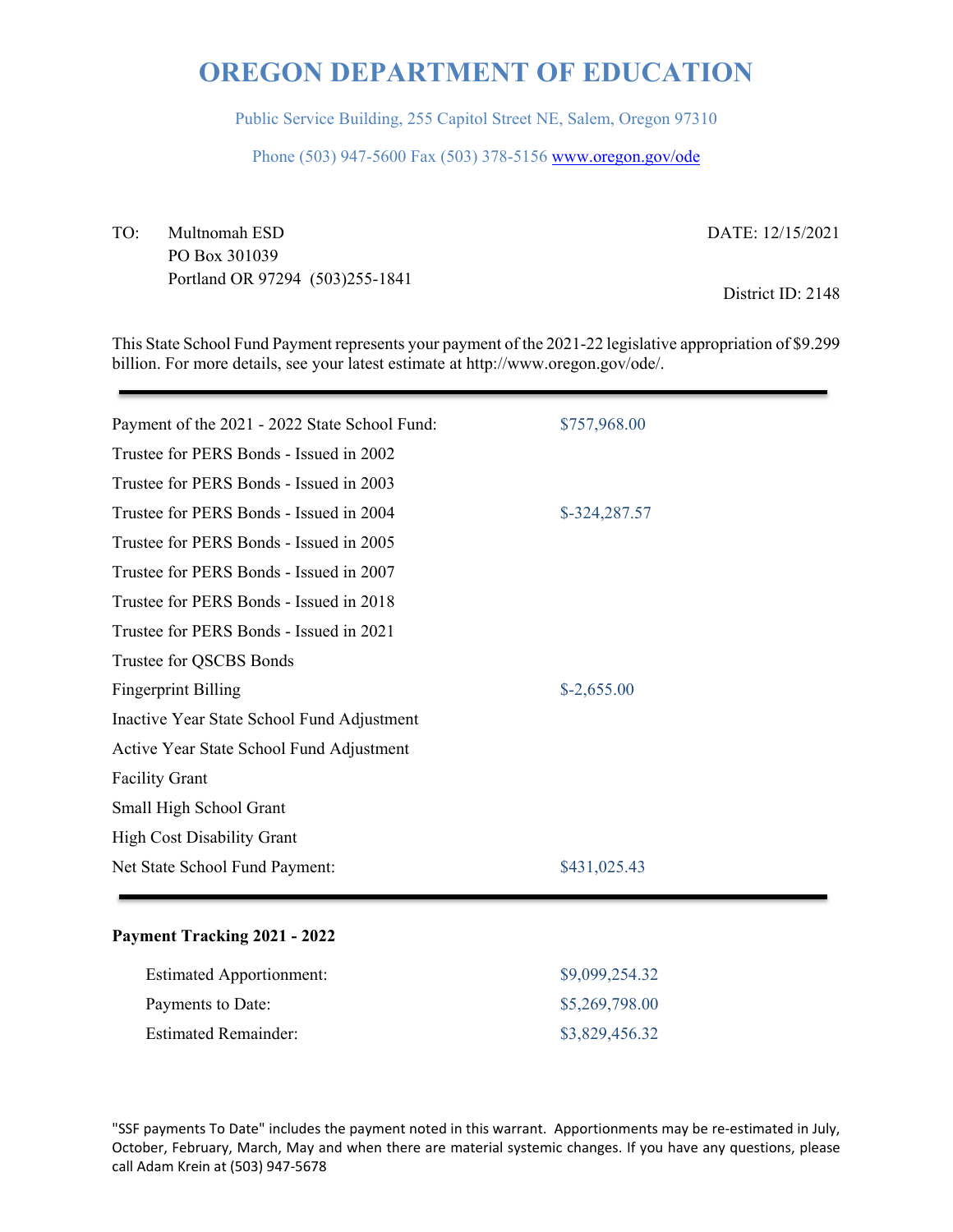# OREGON DEPARTMENT OF EDUCATION

Public Service Building, 255 Capitol Street NE, Salem, Oregon 97310

Phone (503) 947-5600 Fax (503) 378-5156 www.oregon.gov/ode

TO: Multnomah ESD
PO Box 301039
Portland OR 97294 (503)255-1841

DATE: 12/15/2021

District ID: 2148

This State School Fund Payment represents your payment of the 2021-22 legislative appropriation of $9.299 billion. For more details, see your latest estimate at http://www.oregon.gov/ode/.

| | |
|---|---|
| Payment of the 2021 - 2022 State School Fund: | $757,968.00 |
| Trustee for PERS Bonds - Issued in 2002 | |
| Trustee for PERS Bonds - Issued in 2003 | |
| Trustee for PERS Bonds - Issued in 2004 | $-324,287.57 |
| Trustee for PERS Bonds - Issued in 2005 | |
| Trustee for PERS Bonds - Issued in 2007 | |
| Trustee for PERS Bonds - Issued in 2018 | |
| Trustee for PERS Bonds - Issued in 2021 | |
| Trustee for QSCBS Bonds | |
| Fingerprint Billing | $-2,655.00 |
| Inactive Year State School Fund Adjustment | |
| Active Year State School Fund Adjustment | |
| Facility Grant | |
| Small High School Grant | |
| High Cost Disability Grant | |
| Net State School Fund Payment: | $431,025.43 |

**Payment Tracking 2021 - 2022**

| | |
|---|---|
| Estimated Apportionment: | $9,099,254.32 |
| Payments to Date: | $5,269,798.00 |
| Estimated Remainder: | $3,829,456.32 |

"SSF payments To Date" includes the payment noted in this warrant. Apportionments may be re-estimated in July, October, February, March, May and when there are material systemic changes. If you have any questions, please call Adam Krein at (503) 947-5678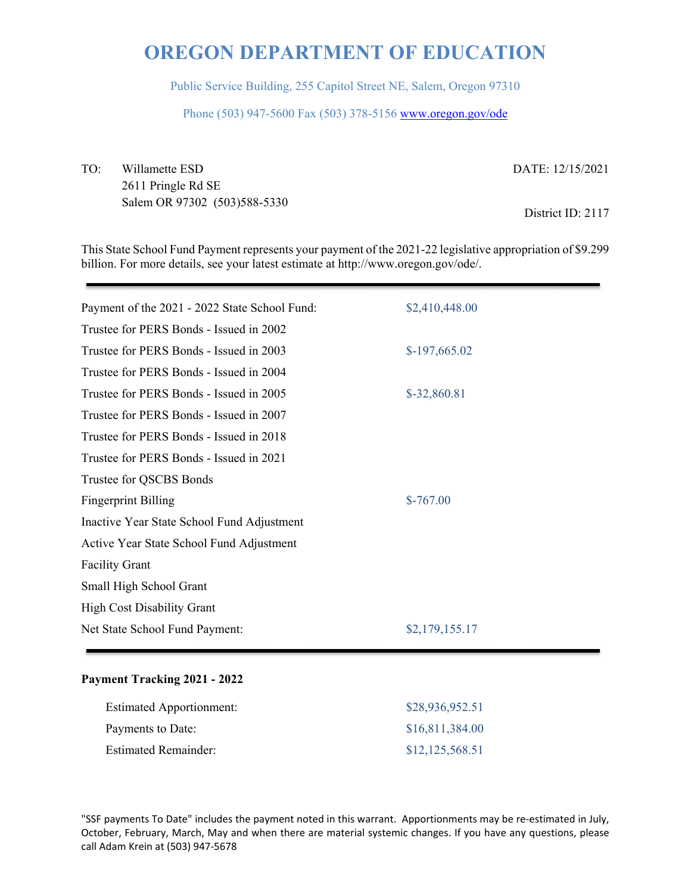# OREGON DEPARTMENT OF EDUCATION

Public Service Building, 255 Capitol Street NE, Salem, Oregon 97310

Phone (503) 947-5600 Fax (503) 378-5156 www.oregon.gov/ode

TO: Willamette ESD
2611 Pringle Rd SE
Salem OR 97302 (503)588-5330

DATE: 12/15/2021

District ID: 2117

This State School Fund Payment represents your payment of the 2021-22 legislative appropriation of $9.299 billion. For more details, see your latest estimate at http://www.oregon.gov/ode/.

| | |
|---|---|
| Payment of the 2021 - 2022 State School Fund: | $2,410,448.00 |
| Trustee for PERS Bonds - Issued in 2002 | |
| Trustee for PERS Bonds - Issued in 2003 | $-197,665.02 |
| Trustee for PERS Bonds - Issued in 2004 | |
| Trustee for PERS Bonds - Issued in 2005 | $-32,860.81 |
| Trustee for PERS Bonds - Issued in 2007 | |
| Trustee for PERS Bonds - Issued in 2018 | |
| Trustee for PERS Bonds - Issued in 2021 | |
| Trustee for QSCBS Bonds | |
| Fingerprint Billing | $-767.00 |
| Inactive Year State School Fund Adjustment | |
| Active Year State School Fund Adjustment | |
| Facility Grant | |
| Small High School Grant | |
| High Cost Disability Grant | |
| Net State School Fund Payment: | $2,179,155.17 |

**Payment Tracking 2021 - 2022**

| | |
|---|---|
| Estimated Apportionment: | $28,936,952.51 |
| Payments to Date: | $16,811,384.00 |
| Estimated Remainder: | $12,125,568.51 |

"SSF payments To Date" includes the payment noted in this warrant. Apportionments may be re-estimated in July, October, February, March, May and when there are material systemic changes. If you have any questions, please call Adam Krein at (503) 947-5678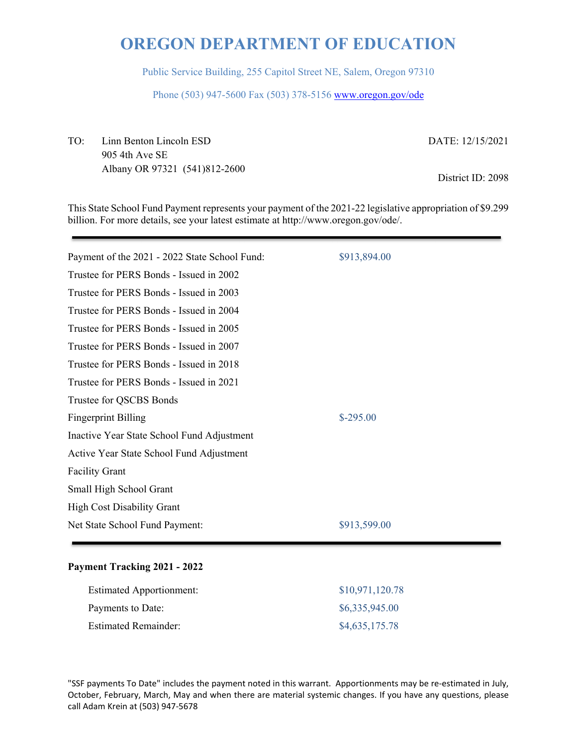# OREGON DEPARTMENT OF EDUCATION

Public Service Building, 255 Capitol Street NE, Salem, Oregon 97310

Phone (503) 947-5600 Fax (503) 378-5156 www.oregon.gov/ode

TO: Linn Benton Lincoln ESD
905 4th Ave SE
Albany OR 97321 (541)812-2600

DATE: 12/15/2021

District ID: 2098

This State School Fund Payment represents your payment of the 2021-22 legislative appropriation of $9.299 billion. For more details, see your latest estimate at http://www.oregon.gov/ode/.

| | |
|---|---|
| Payment of the 2021 - 2022 State School Fund: | $913,894.00 |
| Trustee for PERS Bonds - Issued in 2002 | |
| Trustee for PERS Bonds - Issued in 2003 | |
| Trustee for PERS Bonds - Issued in 2004 | |
| Trustee for PERS Bonds - Issued in 2005 | |
| Trustee for PERS Bonds - Issued in 2007 | |
| Trustee for PERS Bonds - Issued in 2018 | |
| Trustee for PERS Bonds - Issued in 2021 | |
| Trustee for QSCBS Bonds | |
| Fingerprint Billing | $-295.00 |
| Inactive Year State School Fund Adjustment | |
| Active Year State School Fund Adjustment | |
| Facility Grant | |
| Small High School Grant | |
| High Cost Disability Grant | |
| Net State School Fund Payment: | $913,599.00 |

**Payment Tracking 2021 - 2022**

| | |
|---|---|
| Estimated Apportionment: | $10,971,120.78 |
| Payments to Date: | $6,335,945.00 |
| Estimated Remainder: | $4,635,175.78 |

"SSF payments To Date" includes the payment noted in this warrant. Apportionments may be re-estimated in July, October, February, March, May and when there are material systemic changes. If you have any questions, please call Adam Krein at (503) 947-5678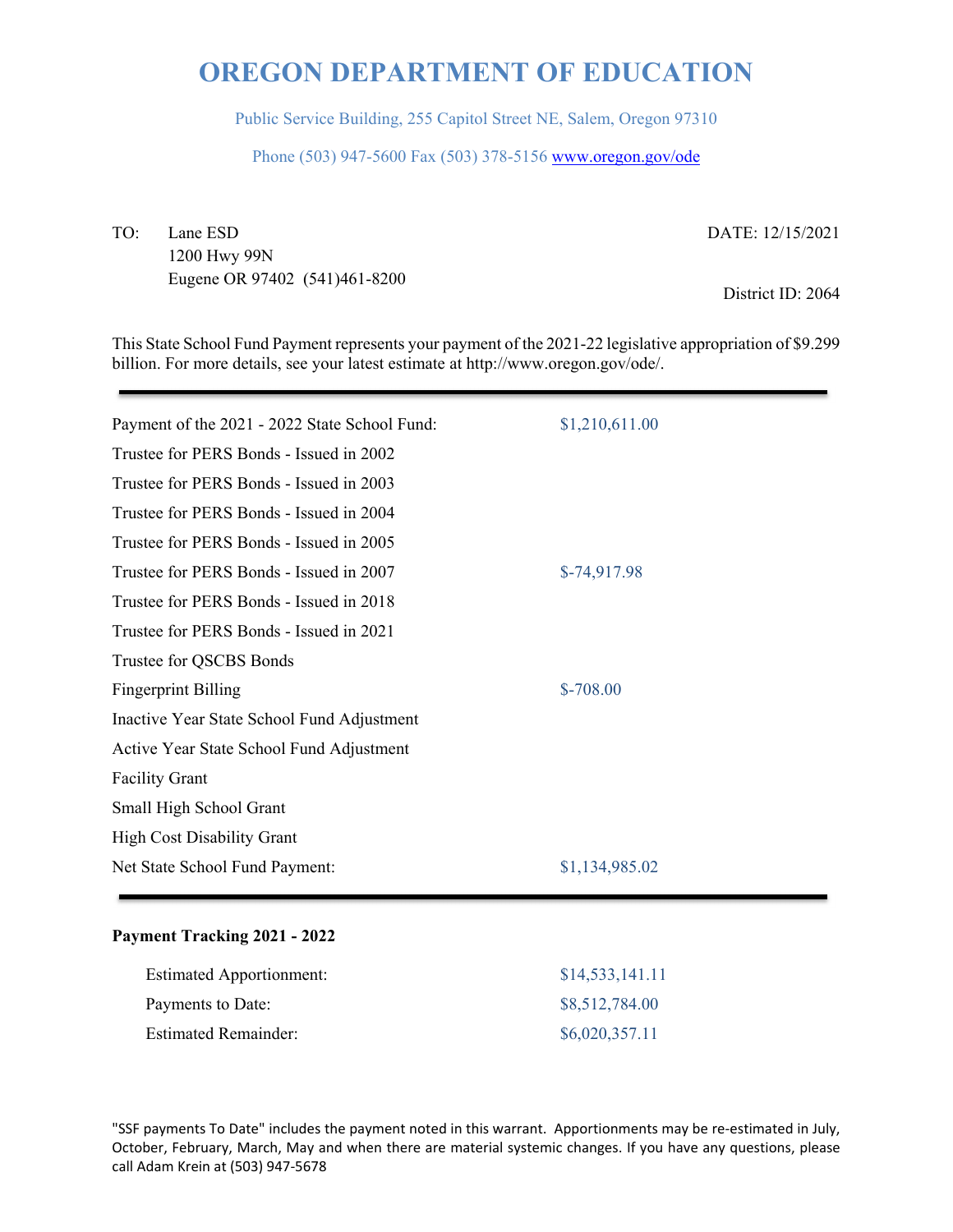# OREGON DEPARTMENT OF EDUCATION

Public Service Building, 255 Capitol Street NE, Salem, Oregon 97310

Phone (503) 947-5600 Fax (503) 378-5156 www.oregon.gov/ode

TO: Lane ESD
1200 Hwy 99N
Eugene OR 97402 (541)461-8200

DATE: 12/15/2021

District ID: 2064

This State School Fund Payment represents your payment of the 2021-22 legislative appropriation of $9.299 billion. For more details, see your latest estimate at http://www.oregon.gov/ode/.

| | |
|---|---|
| Payment of the 2021 - 2022 State School Fund: | $1,210,611.00 |
| Trustee for PERS Bonds - Issued in 2002 | |
| Trustee for PERS Bonds - Issued in 2003 | |
| Trustee for PERS Bonds - Issued in 2004 | |
| Trustee for PERS Bonds - Issued in 2005 | |
| Trustee for PERS Bonds - Issued in 2007 | $-74,917.98 |
| Trustee for PERS Bonds - Issued in 2018 | |
| Trustee for PERS Bonds - Issued in 2021 | |
| Trustee for QSCBS Bonds | |
| Fingerprint Billing | $-708.00 |
| Inactive Year State School Fund Adjustment | |
| Active Year State School Fund Adjustment | |
| Facility Grant | |
| Small High School Grant | |
| High Cost Disability Grant | |
| Net State School Fund Payment: | $1,134,985.02 |

**Payment Tracking 2021 - 2022**

| | |
|---|---|
| Estimated Apportionment: | $14,533,141.11 |
| Payments to Date: | $8,512,784.00 |
| Estimated Remainder: | $6,020,357.11 |

"SSF payments To Date" includes the payment noted in this warrant. Apportionments may be re-estimated in July, October, February, March, May and when there are material systemic changes. If you have any questions, please call Adam Krein at (503) 947-5678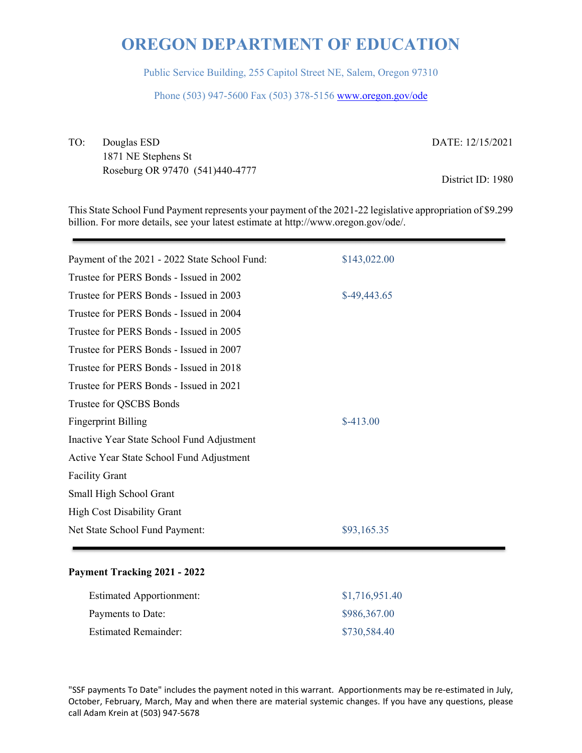# OREGON DEPARTMENT OF EDUCATION

Public Service Building, 255 Capitol Street NE, Salem, Oregon 97310

Phone (503) 947-5600 Fax (503) 378-5156 www.oregon.gov/ode

TO: Douglas ESD
1871 NE Stephens St
Roseburg OR 97470 (541)440-4777

DATE: 12/15/2021

District ID: 1980

This State School Fund Payment represents your payment of the 2021-22 legislative appropriation of $9.299 billion. For more details, see your latest estimate at http://www.oregon.gov/ode/.

| | |
|---|---|
| Payment of the 2021 - 2022 State School Fund: | $143,022.00 |
| Trustee for PERS Bonds - Issued in 2002 | |
| Trustee for PERS Bonds - Issued in 2003 | $-49,443.65 |
| Trustee for PERS Bonds - Issued in 2004 | |
| Trustee for PERS Bonds - Issued in 2005 | |
| Trustee for PERS Bonds - Issued in 2007 | |
| Trustee for PERS Bonds - Issued in 2018 | |
| Trustee for PERS Bonds - Issued in 2021 | |
| Trustee for QSCBS Bonds | |
| Fingerprint Billing | $-413.00 |
| Inactive Year State School Fund Adjustment | |
| Active Year State School Fund Adjustment | |
| Facility Grant | |
| Small High School Grant | |
| High Cost Disability Grant | |
| Net State School Fund Payment: | $93,165.35 |

**Payment Tracking 2021 - 2022**

| | |
|---|---|
| Estimated Apportionment: | $1,716,951.40 |
| Payments to Date: | $986,367.00 |
| Estimated Remainder: | $730,584.40 |

"SSF payments To Date" includes the payment noted in this warrant. Apportionments may be re-estimated in July, October, February, March, May and when there are material systemic changes. If you have any questions, please call Adam Krein at (503) 947-5678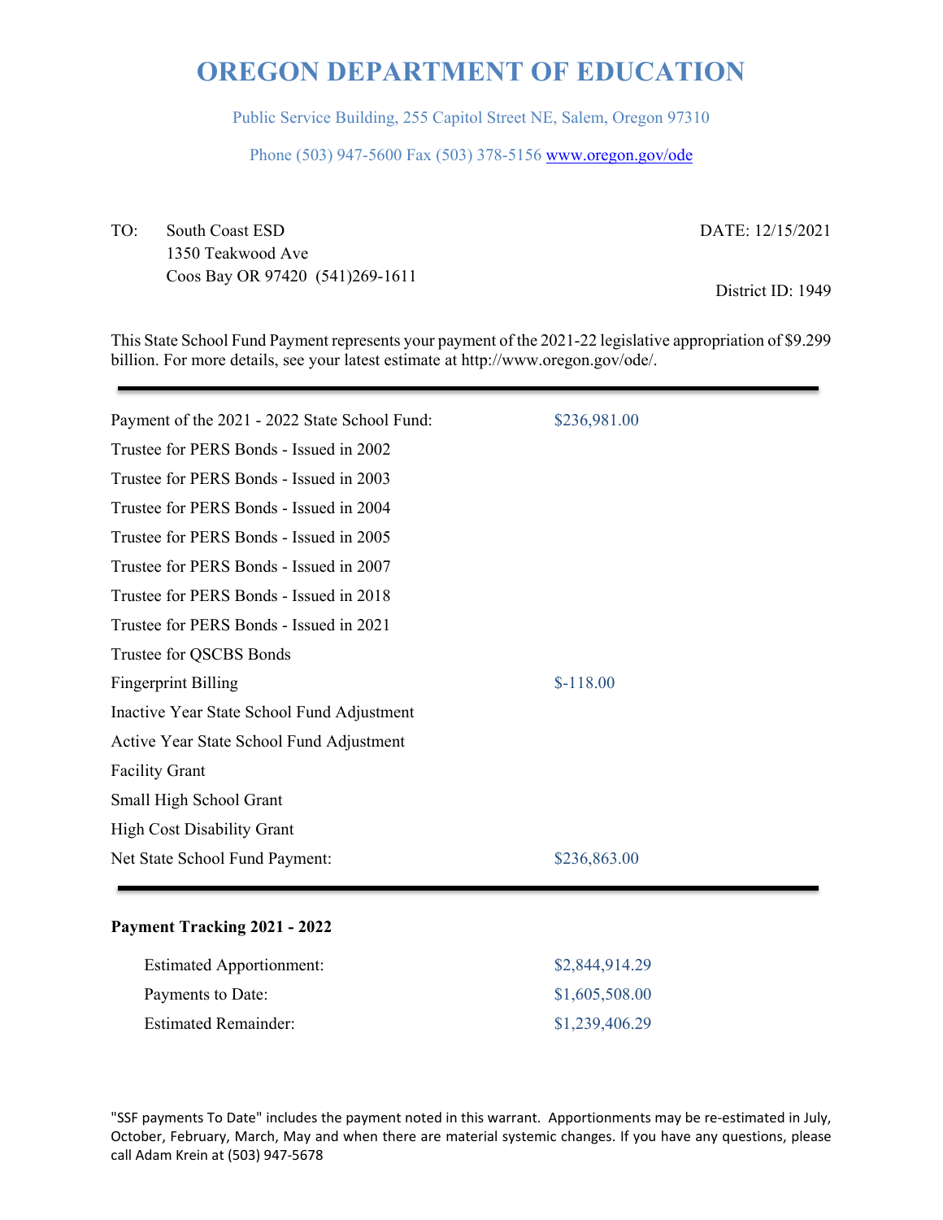# OREGON DEPARTMENT OF EDUCATION

Public Service Building, 255 Capitol Street NE, Salem, Oregon 97310

Phone (503) 947-5600 Fax (503) 378-5156 www.oregon.gov/ode

TO: South Coast ESD
1350 Teakwood Ave
Coos Bay OR 97420 (541)269-1611

DATE: 12/15/2021

District ID: 1949

This State School Fund Payment represents your payment of the 2021-22 legislative appropriation of $9.299 billion. For more details, see your latest estimate at http://www.oregon.gov/ode/.

| | |
|---|---|
| Payment of the 2021 - 2022 State School Fund: | $236,981.00 |
| Trustee for PERS Bonds - Issued in 2002 | |
| Trustee for PERS Bonds - Issued in 2003 | |
| Trustee for PERS Bonds - Issued in 2004 | |
| Trustee for PERS Bonds - Issued in 2005 | |
| Trustee for PERS Bonds - Issued in 2007 | |
| Trustee for PERS Bonds - Issued in 2018 | |
| Trustee for PERS Bonds - Issued in 2021 | |
| Trustee for QSCBS Bonds | |
| Fingerprint Billing | $-118.00 |
| Inactive Year State School Fund Adjustment | |
| Active Year State School Fund Adjustment | |
| Facility Grant | |
| Small High School Grant | |
| High Cost Disability Grant | |
| Net State School Fund Payment: | $236,863.00 |

**Payment Tracking 2021 - 2022**

| | |
|---|---|
| Estimated Apportionment: | $2,844,914.29 |
| Payments to Date: | $1,605,508.00 |
| Estimated Remainder: | $1,239,406.29 |

"SSF payments To Date" includes the payment noted in this warrant. Apportionments may be re-estimated in July, October, February, March, May and when there are material systemic changes. If you have any questions, please call Adam Krein at (503) 947-5678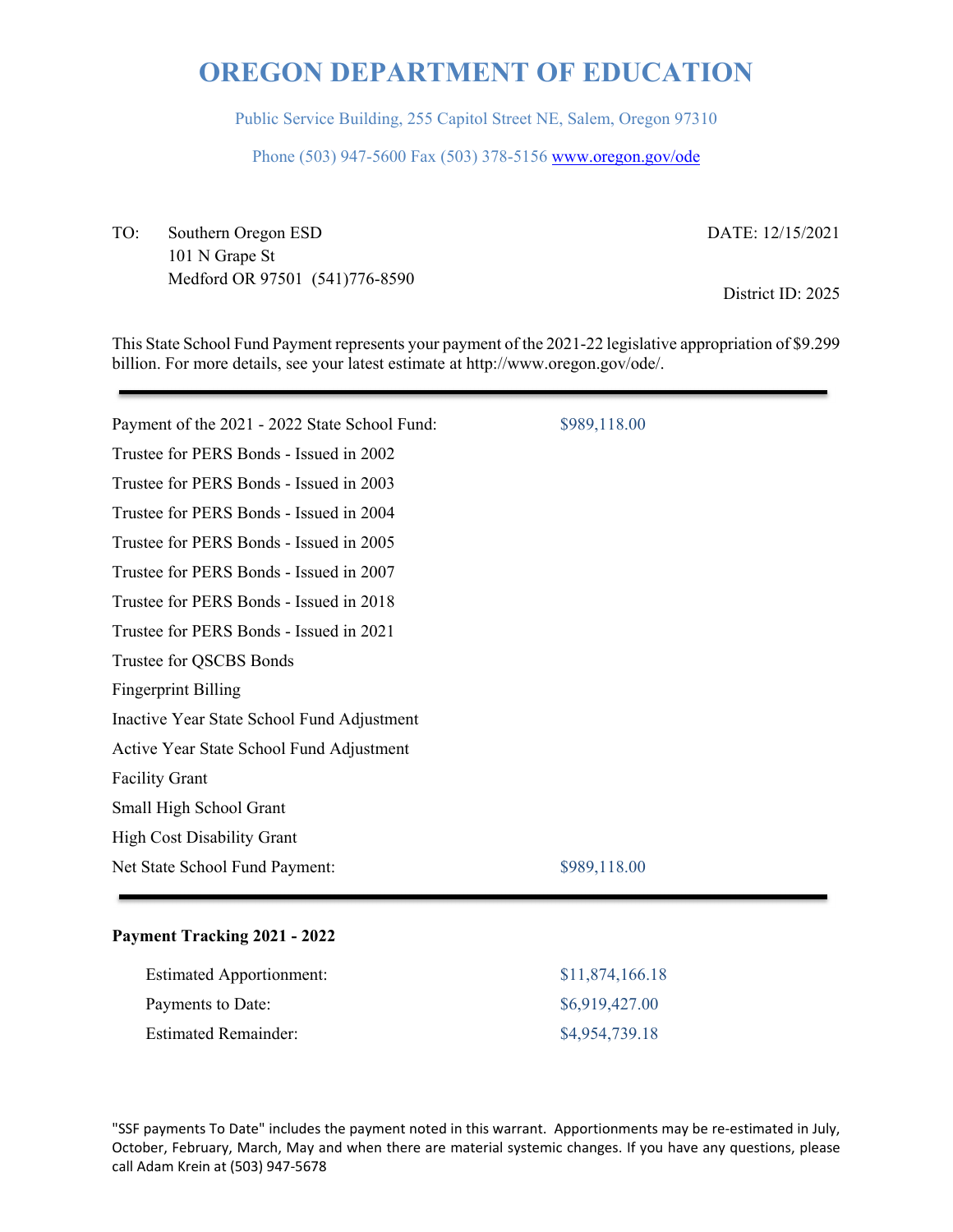# OREGON DEPARTMENT OF EDUCATION

Public Service Building, 255 Capitol Street NE, Salem, Oregon 97310

Phone (503) 947-5600 Fax (503) 378-5156 www.oregon.gov/ode

TO: Southern Oregon ESD
101 N Grape St
Medford OR 97501 (541)776-8590

DATE: 12/15/2021

District ID: 2025

This State School Fund Payment represents your payment of the 2021-22 legislative appropriation of $9.299 billion. For more details, see your latest estimate at http://www.oregon.gov/ode/.

---

| | |
|---|---|
| Payment of the 2021 - 2022 State School Fund: | $989,118.00 |
| Trustee for PERS Bonds - Issued in 2002 | |
| Trustee for PERS Bonds - Issued in 2003 | |
| Trustee for PERS Bonds - Issued in 2004 | |
| Trustee for PERS Bonds - Issued in 2005 | |
| Trustee for PERS Bonds - Issued in 2007 | |
| Trustee for PERS Bonds - Issued in 2018 | |
| Trustee for PERS Bonds - Issued in 2021 | |
| Trustee for QSCBS Bonds | |
| Fingerprint Billing | |
| Inactive Year State School Fund Adjustment | |
| Active Year State School Fund Adjustment | |
| Facility Grant | |
| Small High School Grant | |
| High Cost Disability Grant | |
| Net State School Fund Payment: | $989,118.00 |

---

**Payment Tracking 2021 - 2022**

| | |
|---|---|
| Estimated Apportionment: | $11,874,166.18 |
| Payments to Date: | $6,919,427.00 |
| Estimated Remainder: | $4,954,739.18 |

"SSF payments To Date" includes the payment noted in this warrant. Apportionments may be re-estimated in July, October, February, March, May and when there are material systemic changes. If you have any questions, please call Adam Krein at (503) 947-5678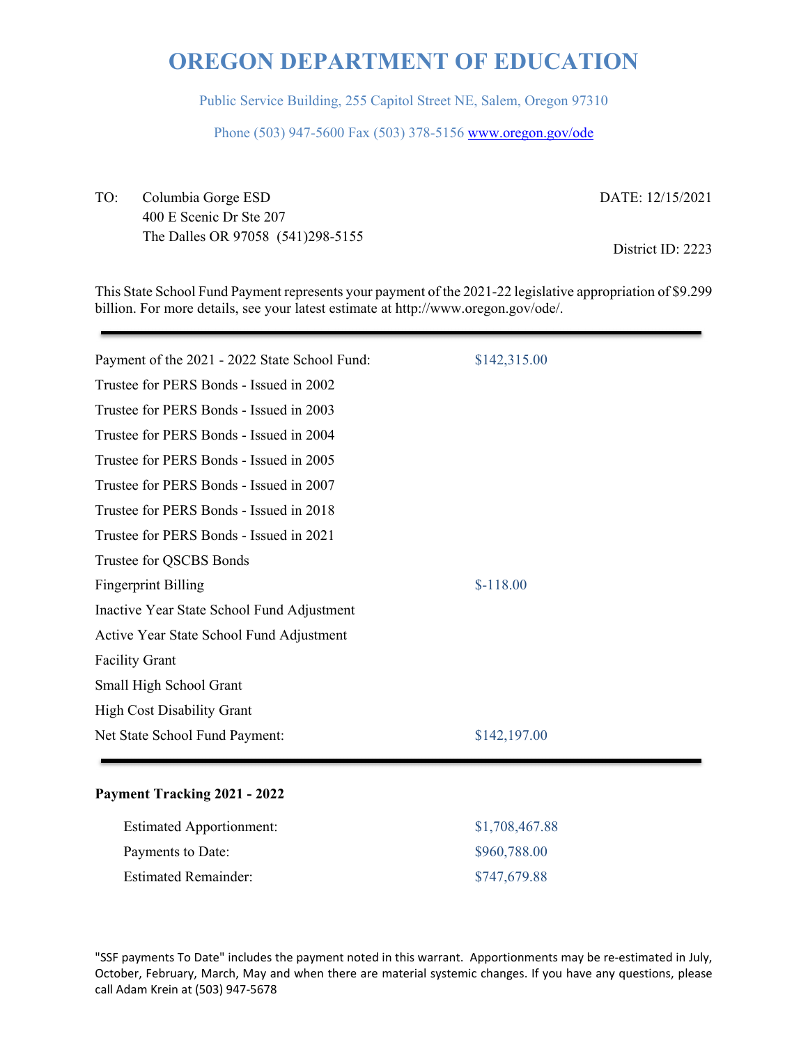# OREGON DEPARTMENT OF EDUCATION

Public Service Building, 255 Capitol Street NE, Salem, Oregon 97310

Phone (503) 947-5600 Fax (503) 378-5156 www.oregon.gov/ode

TO: Columbia Gorge ESD
400 E Scenic Dr Ste 207
The Dalles OR 97058 (541)298-5155

DATE: 12/15/2021

District ID: 2223

This State School Fund Payment represents your payment of the 2021-22 legislative appropriation of $9.299 billion. For more details, see your latest estimate at http://www.oregon.gov/ode/.

---

| | |
|---|---|
| Payment of the 2021 - 2022 State School Fund: | $142,315.00 |
| Trustee for PERS Bonds - Issued in 2002 | |
| Trustee for PERS Bonds - Issued in 2003 | |
| Trustee for PERS Bonds - Issued in 2004 | |
| Trustee for PERS Bonds - Issued in 2005 | |
| Trustee for PERS Bonds - Issued in 2007 | |
| Trustee for PERS Bonds - Issued in 2018 | |
| Trustee for PERS Bonds - Issued in 2021 | |
| Trustee for QSCBS Bonds | |
| Fingerprint Billing | $-118.00 |
| Inactive Year State School Fund Adjustment | |
| Active Year State School Fund Adjustment | |
| Facility Grant | |
| Small High School Grant | |
| High Cost Disability Grant | |
| Net State School Fund Payment: | $142,197.00 |

---

**Payment Tracking 2021 - 2022**

| | |
|---|---|
| Estimated Apportionment: | $1,708,467.88 |
| Payments to Date: | $960,788.00 |
| Estimated Remainder: | $747,679.88 |

"SSF payments To Date" includes the payment noted in this warrant. Apportionments may be re-estimated in July, October, February, March, May and when there are material systemic changes. If you have any questions, please call Adam Krein at (503) 947-5678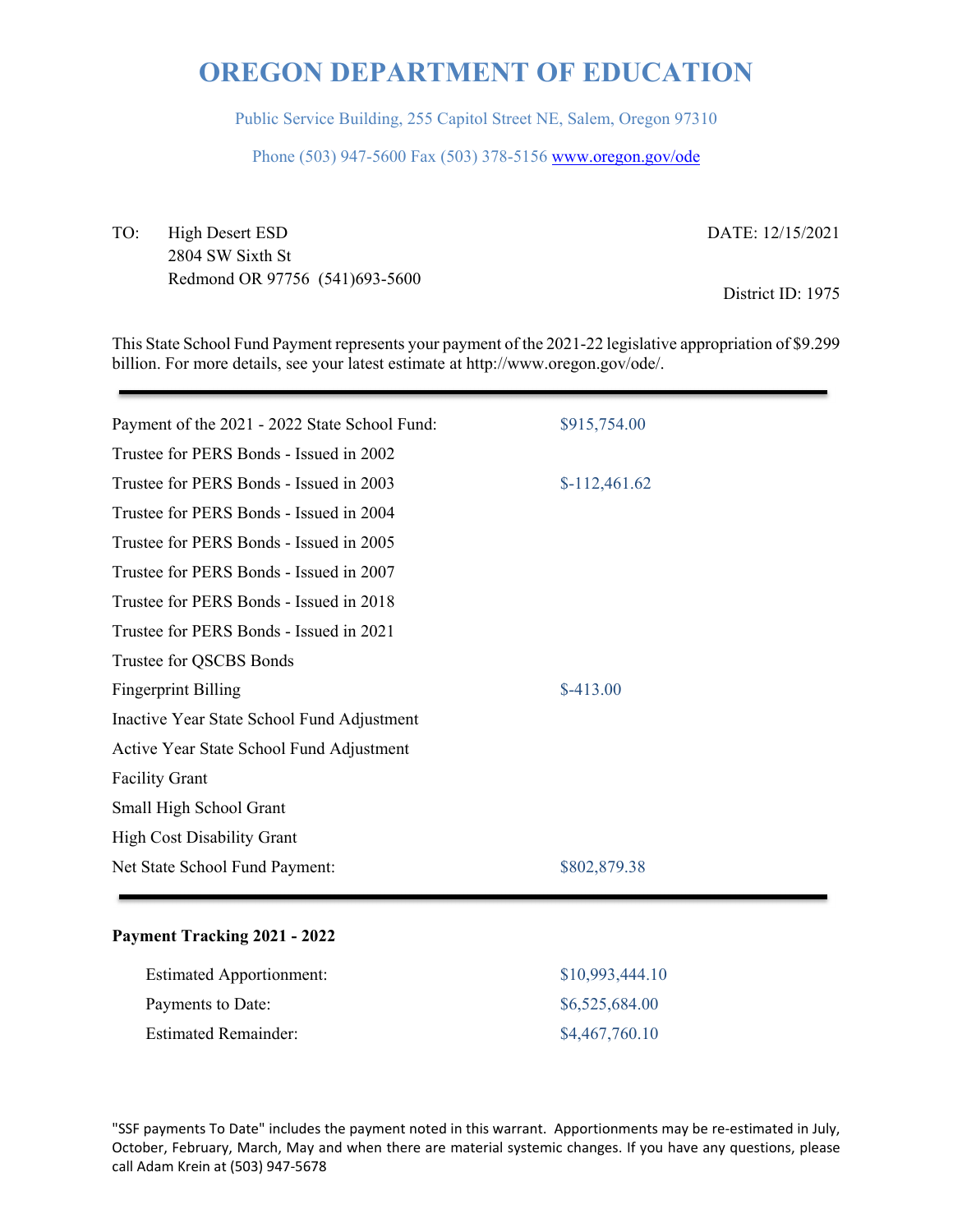# OREGON DEPARTMENT OF EDUCATION

Public Service Building, 255 Capitol Street NE, Salem, Oregon 97310

Phone (503) 947-5600 Fax (503) 378-5156 www.oregon.gov/ode

TO: High Desert ESD
2804 SW Sixth St
Redmond OR 97756 (541)693-5600

DATE: 12/15/2021

District ID: 1975

This State School Fund Payment represents your payment of the 2021-22 legislative appropriation of $9.299 billion. For more details, see your latest estimate at http://www.oregon.gov/ode/.

| | |
|---|---|
| Payment of the 2021 - 2022 State School Fund: | $915,754.00 |
| Trustee for PERS Bonds - Issued in 2002 | |
| Trustee for PERS Bonds - Issued in 2003 | $-112,461.62 |
| Trustee for PERS Bonds - Issued in 2004 | |
| Trustee for PERS Bonds - Issued in 2005 | |
| Trustee for PERS Bonds - Issued in 2007 | |
| Trustee for PERS Bonds - Issued in 2018 | |
| Trustee for PERS Bonds - Issued in 2021 | |
| Trustee for QSCBS Bonds | |
| Fingerprint Billing | $-413.00 |
| Inactive Year State School Fund Adjustment | |
| Active Year State School Fund Adjustment | |
| Facility Grant | |
| Small High School Grant | |
| High Cost Disability Grant | |
| Net State School Fund Payment: | $802,879.38 |

**Payment Tracking 2021 - 2022**

| | |
|---|---|
| Estimated Apportionment: | $10,993,444.10 |
| Payments to Date: | $6,525,684.00 |
| Estimated Remainder: | $4,467,760.10 |

"SSF payments To Date" includes the payment noted in this warrant. Apportionments may be re-estimated in July, October, February, March, May and when there are material systemic changes. If you have any questions, please call Adam Krein at (503) 947-5678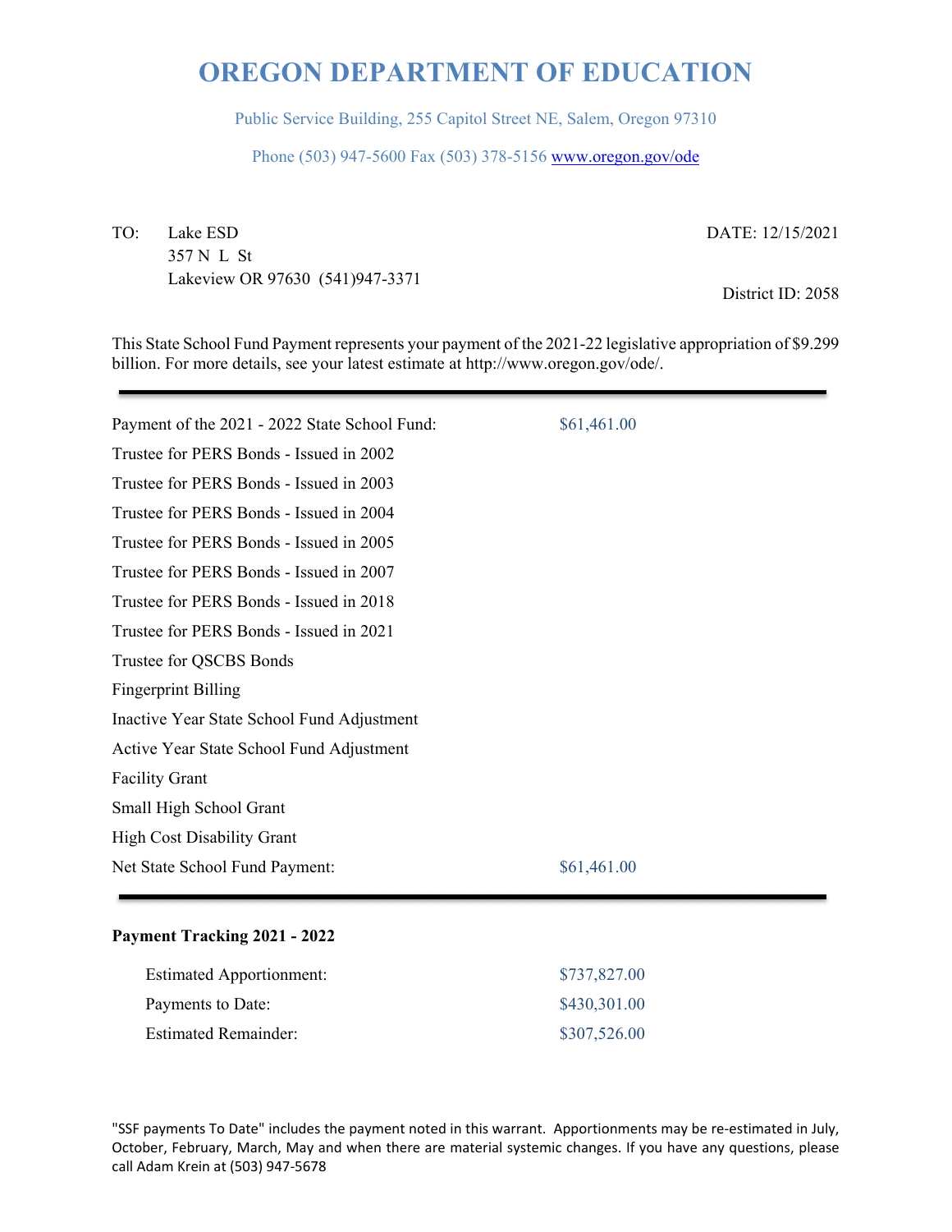# OREGON DEPARTMENT OF EDUCATION

Public Service Building, 255 Capitol Street NE, Salem, Oregon 97310

Phone (503) 947-5600 Fax (503) 378-5156 www.oregon.gov/ode

TO: Lake ESD
357 N L St
Lakeview OR 97630 (541)947-3371

DATE: 12/15/2021

District ID: 2058

This State School Fund Payment represents your payment of the 2021-22 legislative appropriation of $9.299 billion. For more details, see your latest estimate at http://www.oregon.gov/ode/.

| | |
|---|---|
| Payment of the 2021 - 2022 State School Fund: | $61,461.00 |
| Trustee for PERS Bonds - Issued in 2002 | |
| Trustee for PERS Bonds - Issued in 2003 | |
| Trustee for PERS Bonds - Issued in 2004 | |
| Trustee for PERS Bonds - Issued in 2005 | |
| Trustee for PERS Bonds - Issued in 2007 | |
| Trustee for PERS Bonds - Issued in 2018 | |
| Trustee for PERS Bonds - Issued in 2021 | |
| Trustee for QSCBS Bonds | |
| Fingerprint Billing | |
| Inactive Year State School Fund Adjustment | |
| Active Year State School Fund Adjustment | |
| Facility Grant | |
| Small High School Grant | |
| High Cost Disability Grant | |
| Net State School Fund Payment: | $61,461.00 |

**Payment Tracking 2021 - 2022**

| | |
|---|---|
| Estimated Apportionment: | $737,827.00 |
| Payments to Date: | $430,301.00 |
| Estimated Remainder: | $307,526.00 |

"SSF payments To Date" includes the payment noted in this warrant. Apportionments may be re-estimated in July, October, February, March, May and when there are material systemic changes. If you have any questions, please call Adam Krein at (503) 947-5678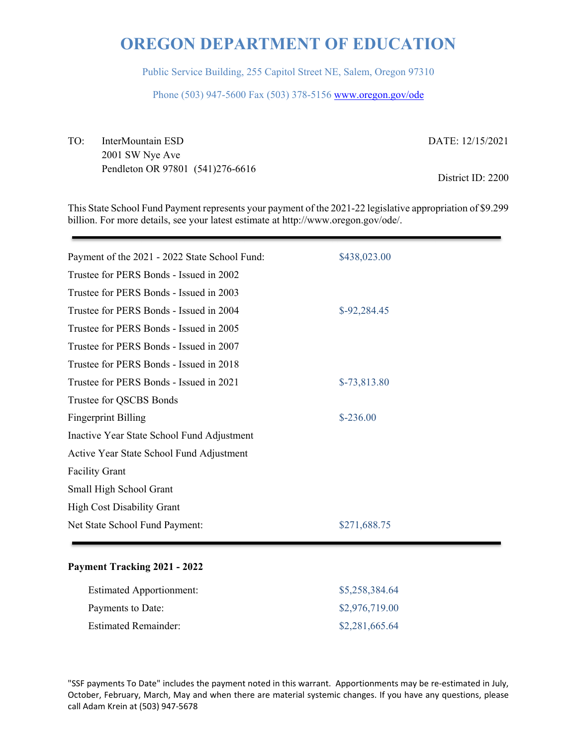# OREGON DEPARTMENT OF EDUCATION

Public Service Building, 255 Capitol Street NE, Salem, Oregon 97310

Phone (503) 947-5600 Fax (503) 378-5156 www.oregon.gov/ode

TO: InterMountain ESD
2001 SW Nye Ave
Pendleton OR 97801 (541)276-6616

DATE: 12/15/2021

District ID: 2200

This State School Fund Payment represents your payment of the 2021-22 legislative appropriation of $9.299 billion. For more details, see your latest estimate at http://www.oregon.gov/ode/.

| | |
|---|---|
| Payment of the 2021 - 2022 State School Fund: | $438,023.00 |
| Trustee for PERS Bonds - Issued in 2002 | |
| Trustee for PERS Bonds - Issued in 2003 | |
| Trustee for PERS Bonds - Issued in 2004 | $-92,284.45 |
| Trustee for PERS Bonds - Issued in 2005 | |
| Trustee for PERS Bonds - Issued in 2007 | |
| Trustee for PERS Bonds - Issued in 2018 | |
| Trustee for PERS Bonds - Issued in 2021 | $-73,813.80 |
| Trustee for QSCBS Bonds | |
| Fingerprint Billing | $-236.00 |
| Inactive Year State School Fund Adjustment | |
| Active Year State School Fund Adjustment | |
| Facility Grant | |
| Small High School Grant | |
| High Cost Disability Grant | |
| Net State School Fund Payment: | $271,688.75 |

**Payment Tracking 2021 - 2022**

| | |
|---|---|
| Estimated Apportionment: | $5,258,384.64 |
| Payments to Date: | $2,976,719.00 |
| Estimated Remainder: | $2,281,665.64 |

"SSF payments To Date" includes the payment noted in this warrant. Apportionments may be re-estimated in July, October, February, March, May and when there are material systemic changes. If you have any questions, please call Adam Krein at (503) 947-5678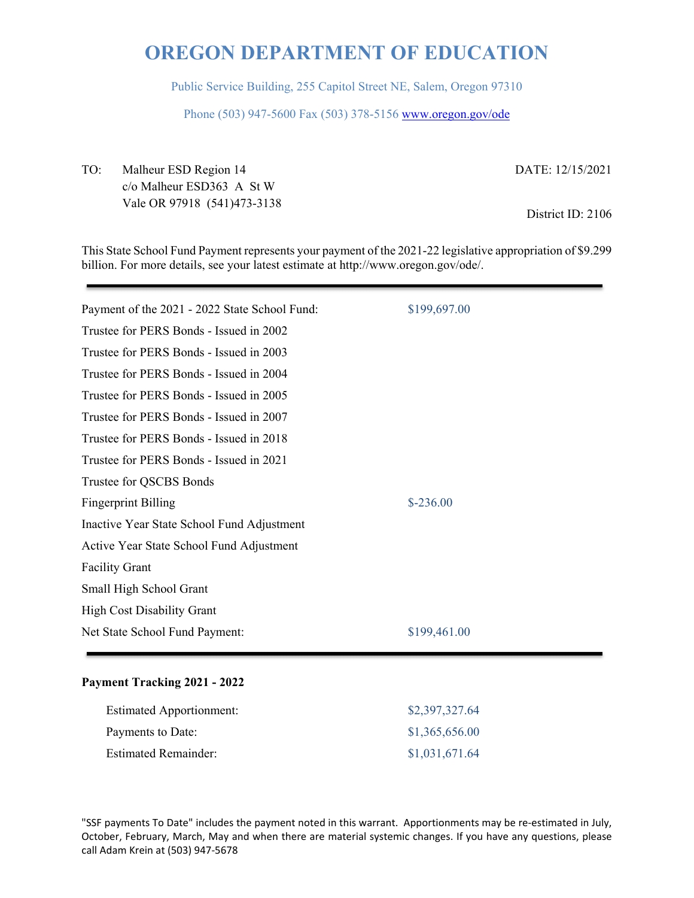# OREGON DEPARTMENT OF EDUCATION

Public Service Building, 255 Capitol Street NE, Salem, Oregon 97310

Phone (503) 947-5600 Fax (503) 378-5156 www.oregon.gov/ode

TO: Malheur ESD Region 14
c/o Malheur ESD363 A St W
Vale OR 97918 (541)473-3138

DATE: 12/15/2021

District ID: 2106

This State School Fund Payment represents your payment of the 2021-22 legislative appropriation of $9.299 billion. For more details, see your latest estimate at http://www.oregon.gov/ode/.

| | |
|---|---|
| Payment of the 2021 - 2022 State School Fund: | $199,697.00 |
| Trustee for PERS Bonds - Issued in 2002 | |
| Trustee for PERS Bonds - Issued in 2003 | |
| Trustee for PERS Bonds - Issued in 2004 | |
| Trustee for PERS Bonds - Issued in 2005 | |
| Trustee for PERS Bonds - Issued in 2007 | |
| Trustee for PERS Bonds - Issued in 2018 | |
| Trustee for PERS Bonds - Issued in 2021 | |
| Trustee for QSCBS Bonds | |
| Fingerprint Billing | $-236.00 |
| Inactive Year State School Fund Adjustment | |
| Active Year State School Fund Adjustment | |
| Facility Grant | |
| Small High School Grant | |
| High Cost Disability Grant | |
| Net State School Fund Payment: | $199,461.00 |

**Payment Tracking 2021 - 2022**

| | |
|---|---|
| Estimated Apportionment: | $2,397,327.64 |
| Payments to Date: | $1,365,656.00 |
| Estimated Remainder: | $1,031,671.64 |

"SSF payments To Date" includes the payment noted in this warrant. Apportionments may be re-estimated in July, October, February, March, May and when there are material systemic changes. If you have any questions, please call Adam Krein at (503) 947-5678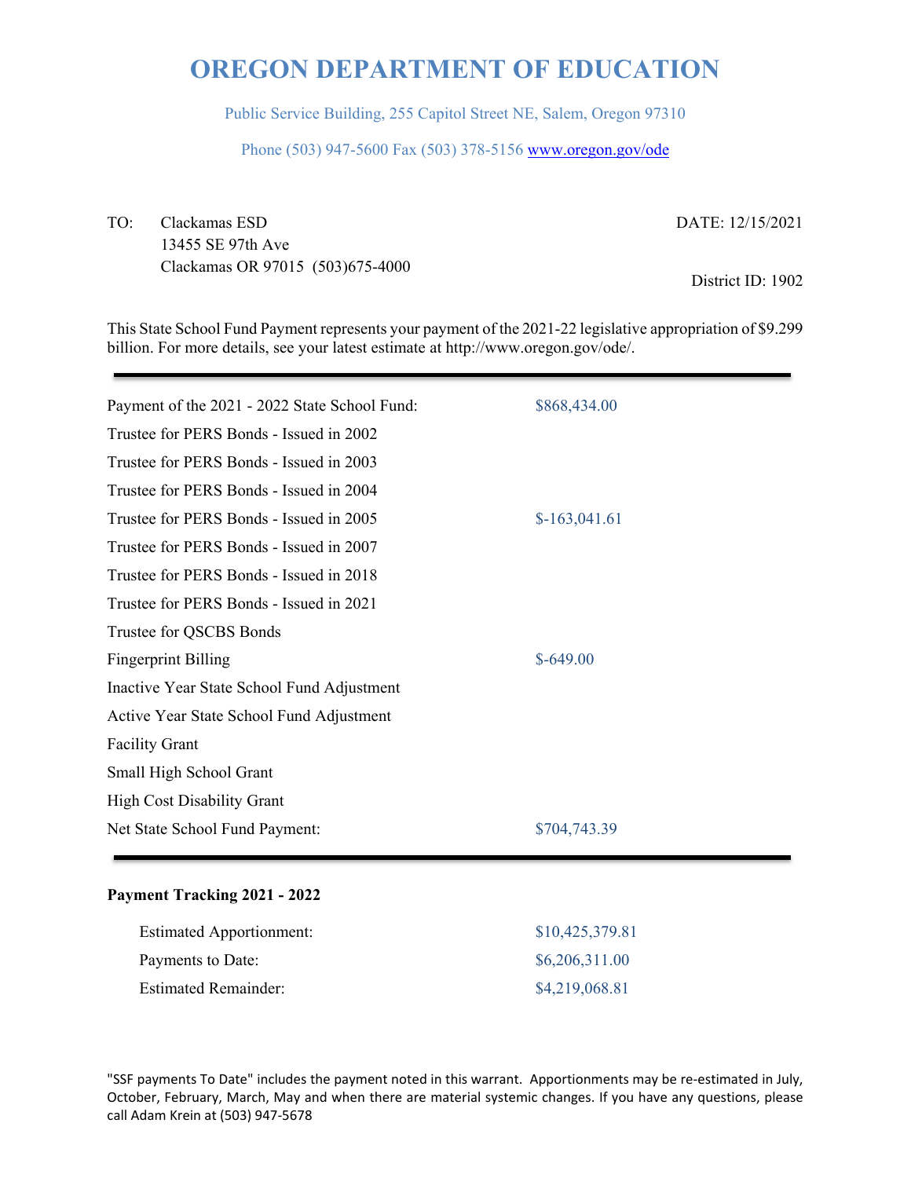# OREGON DEPARTMENT OF EDUCATION

Public Service Building, 255 Capitol Street NE, Salem, Oregon 97310

Phone (503) 947-5600 Fax (503) 378-5156 www.oregon.gov/ode

TO: Clackamas ESD
13455 SE 97th Ave
Clackamas OR 97015 (503)675-4000

DATE: 12/15/2021

District ID: 1902

This State School Fund Payment represents your payment of the 2021-22 legislative appropriation of $9.299 billion. For more details, see your latest estimate at http://www.oregon.gov/ode/.

| | |
|---|---|
| Payment of the 2021 - 2022 State School Fund: | $868,434.00 |
| Trustee for PERS Bonds - Issued in 2002 | |
| Trustee for PERS Bonds - Issued in 2003 | |
| Trustee for PERS Bonds - Issued in 2004 | |
| Trustee for PERS Bonds - Issued in 2005 | $-163,041.61 |
| Trustee for PERS Bonds - Issued in 2007 | |
| Trustee for PERS Bonds - Issued in 2018 | |
| Trustee for PERS Bonds - Issued in 2021 | |
| Trustee for QSCBS Bonds | |
| Fingerprint Billing | $-649.00 |
| Inactive Year State School Fund Adjustment | |
| Active Year State School Fund Adjustment | |
| Facility Grant | |
| Small High School Grant | |
| High Cost Disability Grant | |
| Net State School Fund Payment: | $704,743.39 |

**Payment Tracking 2021 - 2022**

| | |
|---|---|
| Estimated Apportionment: | $10,425,379.81 |
| Payments to Date: | $6,206,311.00 |
| Estimated Remainder: | $4,219,068.81 |

"SSF payments To Date" includes the payment noted in this warrant. Apportionments may be re-estimated in July, October, February, March, May and when there are material systemic changes. If you have any questions, please call Adam Krein at (503) 947-5678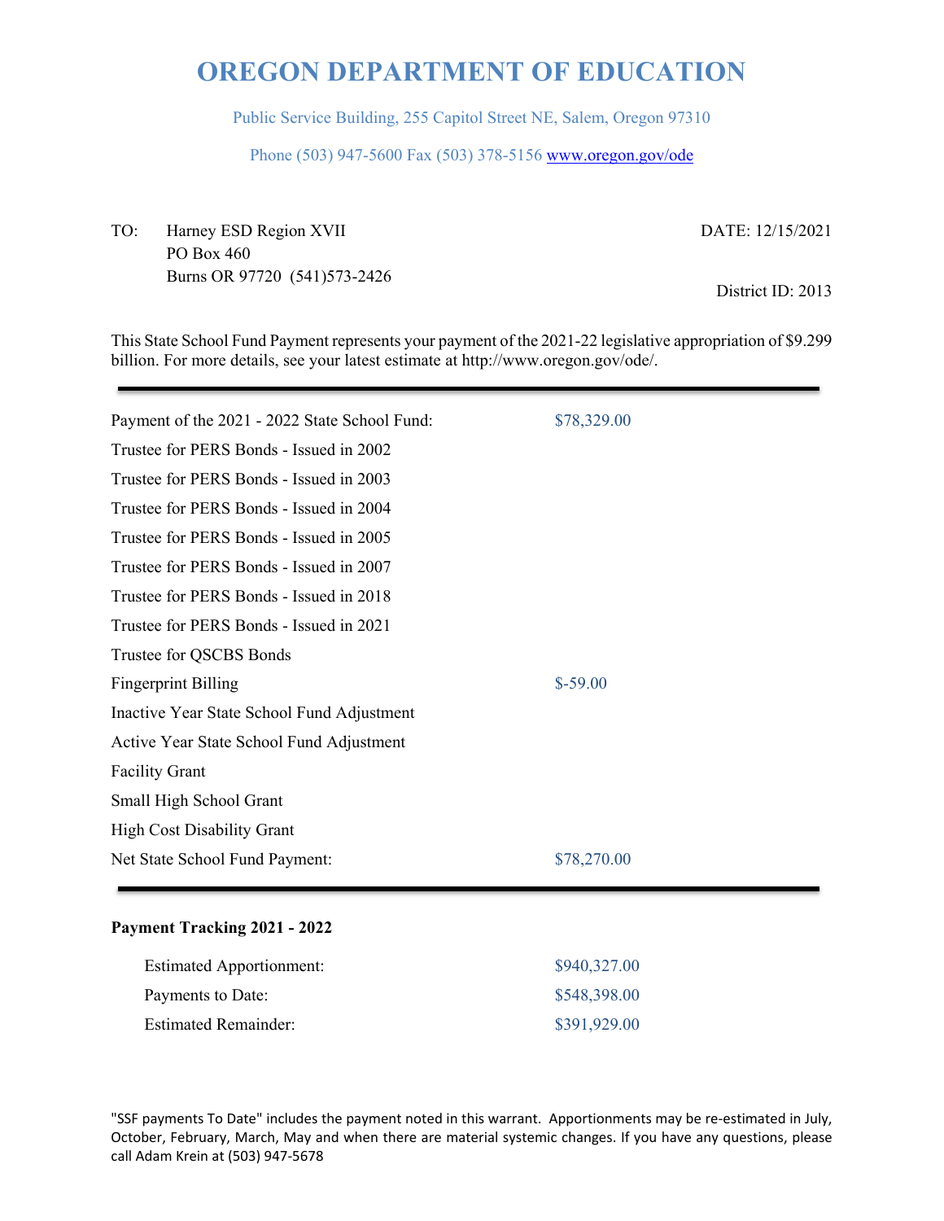# OREGON DEPARTMENT OF EDUCATION

Public Service Building, 255 Capitol Street NE, Salem, Oregon 97310

Phone (503) 947-5600 Fax (503) 378-5156 www.oregon.gov/ode

TO: Harney ESD Region XVII
PO Box 460
Burns OR 97720 (541)573-2426

DATE: 12/15/2021

District ID: 2013

This State School Fund Payment represents your payment of the 2021-22 legislative appropriation of $9.299 billion. For more details, see your latest estimate at http://www.oregon.gov/ode/.

---

| | |
|---|---|
| Payment of the 2021 - 2022 State School Fund: | $78,329.00 |
| Trustee for PERS Bonds - Issued in 2002 | |
| Trustee for PERS Bonds - Issued in 2003 | |
| Trustee for PERS Bonds - Issued in 2004 | |
| Trustee for PERS Bonds - Issued in 2005 | |
| Trustee for PERS Bonds - Issued in 2007 | |
| Trustee for PERS Bonds - Issued in 2018 | |
| Trustee for PERS Bonds - Issued in 2021 | |
| Trustee for QSCBS Bonds | |
| Fingerprint Billing | $-59.00 |
| Inactive Year State School Fund Adjustment | |
| Active Year State School Fund Adjustment | |
| Facility Grant | |
| Small High School Grant | |
| High Cost Disability Grant | |
| Net State School Fund Payment: | $78,270.00 |

---

**Payment Tracking 2021 - 2022**

| | |
|---|---|
| Estimated Apportionment: | $940,327.00 |
| Payments to Date: | $548,398.00 |
| Estimated Remainder: | $391,929.00 |

"SSF payments To Date" includes the payment noted in this warrant. Apportionments may be re-estimated in July, October, February, March, May and when there are material systemic changes. If you have any questions, please call Adam Krein at (503) 947-5678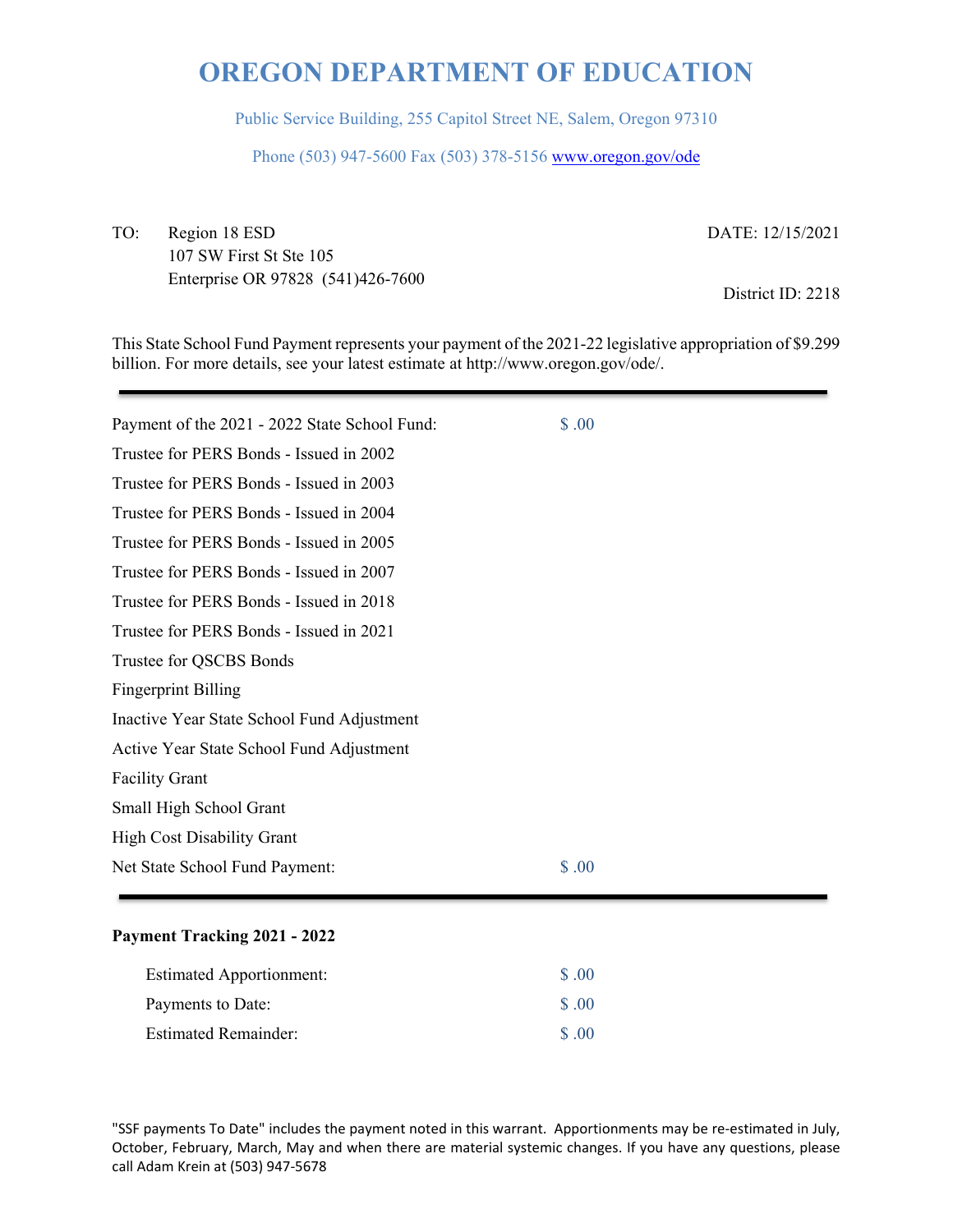# OREGON DEPARTMENT OF EDUCATION

Public Service Building, 255 Capitol Street NE, Salem, Oregon 97310

Phone (503) 947-5600 Fax (503) 378-5156 www.oregon.gov/ode

TO: Region 18 ESD
107 SW First St Ste 105
Enterprise OR 97828 (541)426-7600

DATE: 12/15/2021

District ID: 2218

This State School Fund Payment represents your payment of the 2021-22 legislative appropriation of $9.299 billion. For more details, see your latest estimate at http://www.oregon.gov/ode/.

---

| | |
|---|---|
| Payment of the 2021 - 2022 State School Fund: | $ .00 |
| Trustee for PERS Bonds - Issued in 2002 | |
| Trustee for PERS Bonds - Issued in 2003 | |
| Trustee for PERS Bonds - Issued in 2004 | |
| Trustee for PERS Bonds - Issued in 2005 | |
| Trustee for PERS Bonds - Issued in 2007 | |
| Trustee for PERS Bonds - Issued in 2018 | |
| Trustee for PERS Bonds - Issued in 2021 | |
| Trustee for QSCBS Bonds | |
| Fingerprint Billing | |
| Inactive Year State School Fund Adjustment | |
| Active Year State School Fund Adjustment | |
| Facility Grant | |
| Small High School Grant | |
| High Cost Disability Grant | |
| Net State School Fund Payment: | $ .00 |

---

**Payment Tracking 2021 - 2022**

| | |
|---|---|
| Estimated Apportionment: | $ .00 |
| Payments to Date: | $ .00 |
| Estimated Remainder: | $ .00 |

"SSF payments To Date" includes the payment noted in this warrant. Apportionments may be re-estimated in July, October, February, March, May and when there are material systemic changes. If you have any questions, please call Adam Krein at (503) 947-5678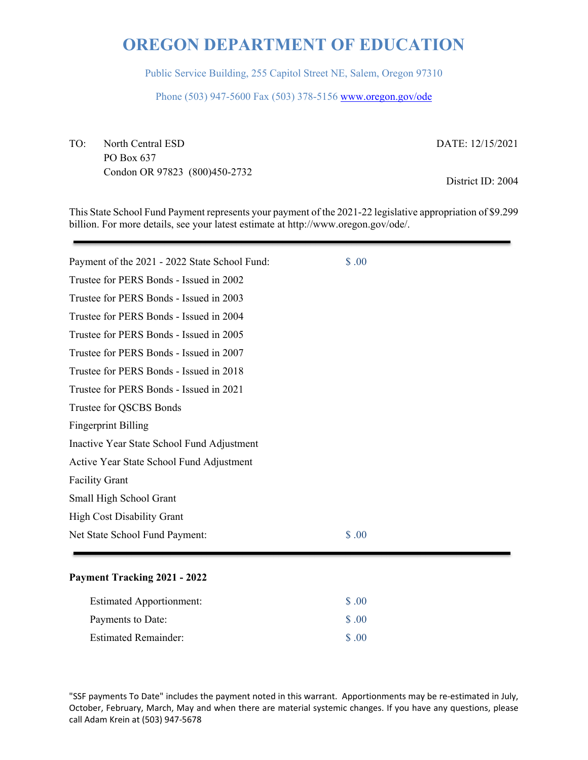# OREGON DEPARTMENT OF EDUCATION

Public Service Building, 255 Capitol Street NE, Salem, Oregon 97310

Phone (503) 947-5600 Fax (503) 378-5156 www.oregon.gov/ode

TO: North Central ESD
PO Box 637
Condon OR 97823 (800)450-2732

DATE: 12/15/2021

District ID: 2004

This State School Fund Payment represents your payment of the 2021-22 legislative appropriation of $9.299 billion. For more details, see your latest estimate at http://www.oregon.gov/ode/.

---

| | |
|---|---|
| Payment of the 2021 - 2022 State School Fund: | $ .00 |
| Trustee for PERS Bonds - Issued in 2002 | |
| Trustee for PERS Bonds - Issued in 2003 | |
| Trustee for PERS Bonds - Issued in 2004 | |
| Trustee for PERS Bonds - Issued in 2005 | |
| Trustee for PERS Bonds - Issued in 2007 | |
| Trustee for PERS Bonds - Issued in 2018 | |
| Trustee for PERS Bonds - Issued in 2021 | |
| Trustee for QSCBS Bonds | |
| Fingerprint Billing | |
| Inactive Year State School Fund Adjustment | |
| Active Year State School Fund Adjustment | |
| Facility Grant | |
| Small High School Grant | |
| High Cost Disability Grant | |
| Net State School Fund Payment: | $ .00 |

---

**Payment Tracking 2021 - 2022**

| | |
|---|---|
| Estimated Apportionment: | $ .00 |
| Payments to Date: | $ .00 |
| Estimated Remainder: | $ .00 |

"SSF payments To Date" includes the payment noted in this warrant. Apportionments may be re-estimated in July, October, February, March, May and when there are material systemic changes. If you have any questions, please call Adam Krein at (503) 947-5678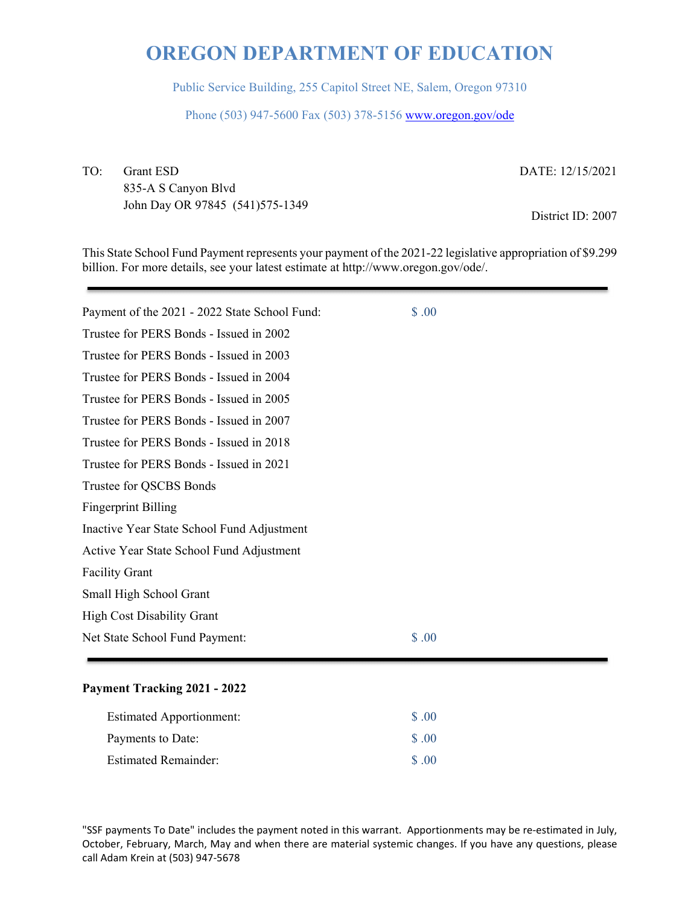# OREGON DEPARTMENT OF EDUCATION

Public Service Building, 255 Capitol Street NE, Salem, Oregon 97310

Phone (503) 947-5600 Fax (503) 378-5156 www.oregon.gov/ode

TO: Grant ESD
835-A S Canyon Blvd
John Day OR 97845 (541)575-1349

DATE: 12/15/2021

District ID: 2007

This State School Fund Payment represents your payment of the 2021-22 legislative appropriation of $9.299 billion. For more details, see your latest estimate at http://www.oregon.gov/ode/.

---

| | |
|---|---|
| Payment of the 2021 - 2022 State School Fund: | $ .00 |
| Trustee for PERS Bonds - Issued in 2002 | |
| Trustee for PERS Bonds - Issued in 2003 | |
| Trustee for PERS Bonds - Issued in 2004 | |
| Trustee for PERS Bonds - Issued in 2005 | |
| Trustee for PERS Bonds - Issued in 2007 | |
| Trustee for PERS Bonds - Issued in 2018 | |
| Trustee for PERS Bonds - Issued in 2021 | |
| Trustee for QSCBS Bonds | |
| Fingerprint Billing | |
| Inactive Year State School Fund Adjustment | |
| Active Year State School Fund Adjustment | |
| Facility Grant | |
| Small High School Grant | |
| High Cost Disability Grant | |
| Net State School Fund Payment: | $ .00 |

---

**Payment Tracking 2021 - 2022**

| | |
|---|---|
| Estimated Apportionment: | $ .00 |
| Payments to Date: | $ .00 |
| Estimated Remainder: | $ .00 |

"SSF payments To Date" includes the payment noted in this warrant. Apportionments may be re-estimated in July, October, February, March, May and when there are material systemic changes. If you have any questions, please call Adam Krein at (503) 947-5678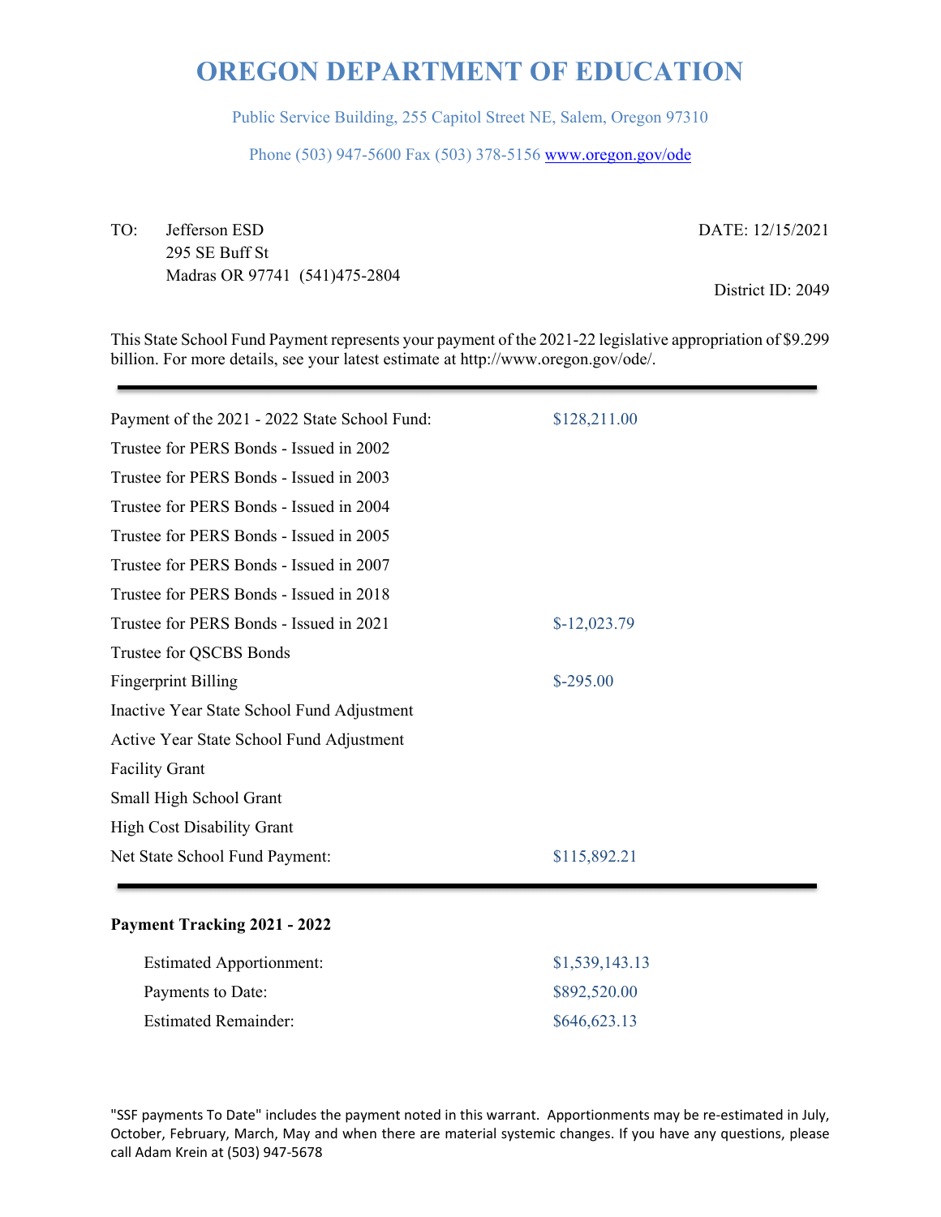# OREGON DEPARTMENT OF EDUCATION

Public Service Building, 255 Capitol Street NE, Salem, Oregon 97310

Phone (503) 947-5600 Fax (503) 378-5156 www.oregon.gov/ode

TO: Jefferson ESD
295 SE Buff St
Madras OR 97741 (541)475-2804

DATE: 12/15/2021

District ID: 2049

This State School Fund Payment represents your payment of the 2021-22 legislative appropriation of $9.299 billion. For more details, see your latest estimate at http://www.oregon.gov/ode/.

| | |
|---|---|
| Payment of the 2021 - 2022 State School Fund: | $128,211.00 |
| Trustee for PERS Bonds - Issued in 2002 | |
| Trustee for PERS Bonds - Issued in 2003 | |
| Trustee for PERS Bonds - Issued in 2004 | |
| Trustee for PERS Bonds - Issued in 2005 | |
| Trustee for PERS Bonds - Issued in 2007 | |
| Trustee for PERS Bonds - Issued in 2018 | |
| Trustee for PERS Bonds - Issued in 2021 | $-12,023.79 |
| Trustee for QSCBS Bonds | |
| Fingerprint Billing | $-295.00 |
| Inactive Year State School Fund Adjustment | |
| Active Year State School Fund Adjustment | |
| Facility Grant | |
| Small High School Grant | |
| High Cost Disability Grant | |
| Net State School Fund Payment: | $115,892.21 |

**Payment Tracking 2021 - 2022**

| | |
|---|---|
| Estimated Apportionment: | $1,539,143.13 |
| Payments to Date: | $892,520.00 |
| Estimated Remainder: | $646,623.13 |

"SSF payments To Date" includes the payment noted in this warrant. Apportionments may be re-estimated in July, October, February, March, May and when there are material systemic changes. If you have any questions, please call Adam Krein at (503) 947-5678